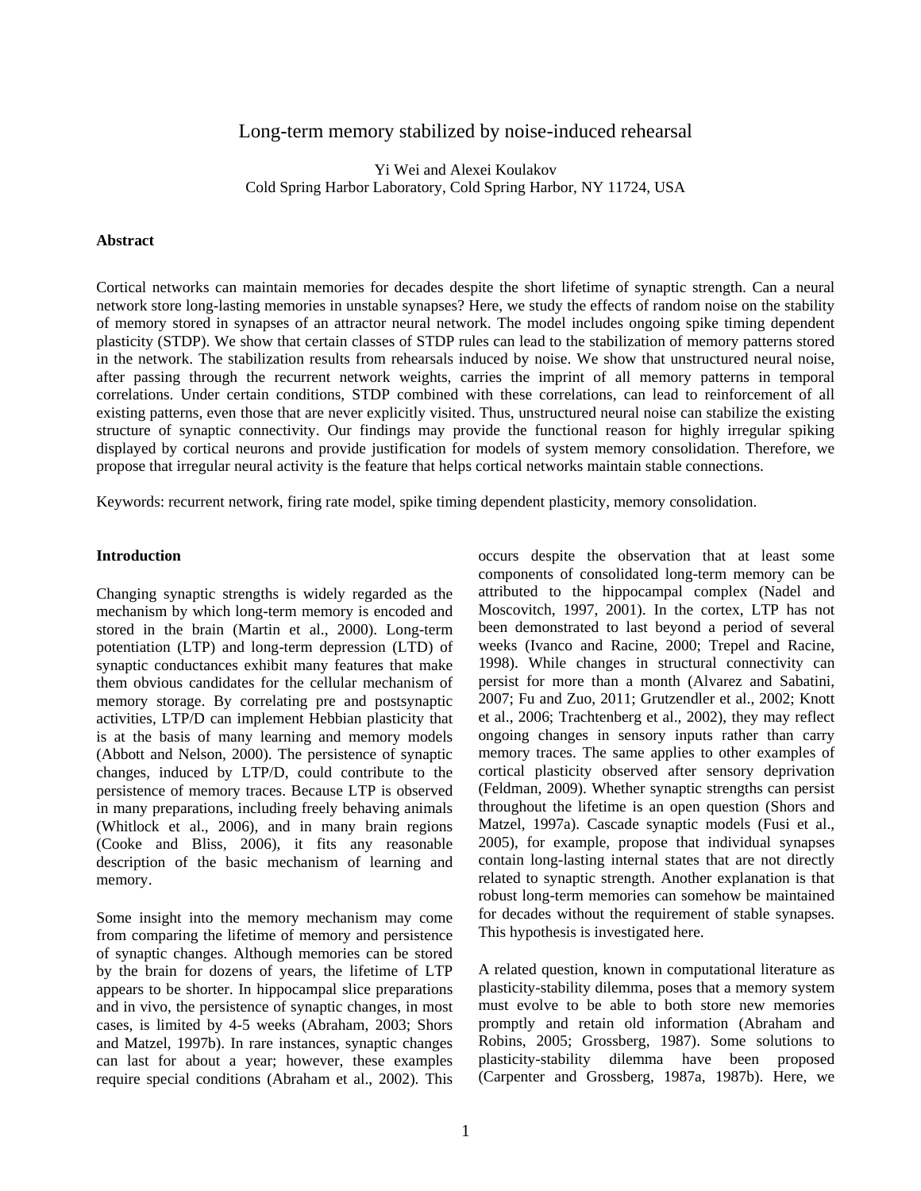# Long-term memory stabilized by noise-induced rehearsal

Yi Wei and Alexei Koulakov
Cold Spring Harbor Laboratory, Cold Spring Harbor, NY 11724, USA

**Abstract**

Cortical networks can maintain memories for decades despite the short lifetime of synaptic strength. Can a neural network store long-lasting memories in unstable synapses? Here, we study the effects of random noise on the stability of memory stored in synapses of an attractor neural network. The model includes ongoing spike timing dependent plasticity (STDP). We show that certain classes of STDP rules can lead to the stabilization of memory patterns stored in the network. The stabilization results from rehearsals induced by noise. We show that unstructured neural noise, after passing through the recurrent network weights, carries the imprint of all memory patterns in temporal correlations. Under certain conditions, STDP combined with these correlations, can lead to reinforcement of all existing patterns, even those that are never explicitly visited. Thus, unstructured neural noise can stabilize the existing structure of synaptic connectivity. Our findings may provide the functional reason for highly irregular spiking displayed by cortical neurons and provide justification for models of system memory consolidation. Therefore, we propose that irregular neural activity is the feature that helps cortical networks maintain stable connections.

Keywords: recurrent network, firing rate model, spike timing dependent plasticity, memory consolidation.

## Introduction

Changing synaptic strengths is widely regarded as the mechanism by which long-term memory is encoded and stored in the brain (Martin et al., 2000). Long-term potentiation (LTP) and long-term depression (LTD) of synaptic conductances exhibit many features that make them obvious candidates for the cellular mechanism of memory storage. By correlating pre and postsynaptic activities, LTP/D can implement Hebbian plasticity that is at the basis of many learning and memory models (Abbott and Nelson, 2000). The persistence of synaptic changes, induced by LTP/D, could contribute to the persistence of memory traces. Because LTP is observed in many preparations, including freely behaving animals (Whitlock et al., 2006), and in many brain regions (Cooke and Bliss, 2006), it fits any reasonable description of the basic mechanism of learning and memory.

Some insight into the memory mechanism may come from comparing the lifetime of memory and persistence of synaptic changes. Although memories can be stored by the brain for dozens of years, the lifetime of LTP appears to be shorter. In hippocampal slice preparations and in vivo, the persistence of synaptic changes, in most cases, is limited by 4-5 weeks (Abraham, 2003; Shors and Matzel, 1997b). In rare instances, synaptic changes can last for about a year; however, these examples require special conditions (Abraham et al., 2002). This occurs despite the observation that at least some components of consolidated long-term memory can be attributed to the hippocampal complex (Nadel and Moscovitch, 1997, 2001). In the cortex, LTP has not been demonstrated to last beyond a period of several weeks (Ivanco and Racine, 2000; Trepel and Racine, 1998). While changes in structural connectivity can persist for more than a month (Alvarez and Sabatini, 2007; Fu and Zuo, 2011; Grutzendler et al., 2002; Knott et al., 2006; Trachtenberg et al., 2002), they may reflect ongoing changes in sensory inputs rather than carry memory traces. The same applies to other examples of cortical plasticity observed after sensory deprivation (Feldman, 2009). Whether synaptic strengths can persist throughout the lifetime is an open question (Shors and Matzel, 1997a). Cascade synaptic models (Fusi et al., 2005), for example, propose that individual synapses contain long-lasting internal states that are not directly related to synaptic strength. Another explanation is that robust long-term memories can somehow be maintained for decades without the requirement of stable synapses. This hypothesis is investigated here.

A related question, known in computational literature as plasticity-stability dilemma, poses that a memory system must evolve to be able to both store new memories promptly and retain old information (Abraham and Robins, 2005; Grossberg, 1987). Some solutions to plasticity-stability dilemma have been proposed (Carpenter and Grossberg, 1987a, 1987b). Here, we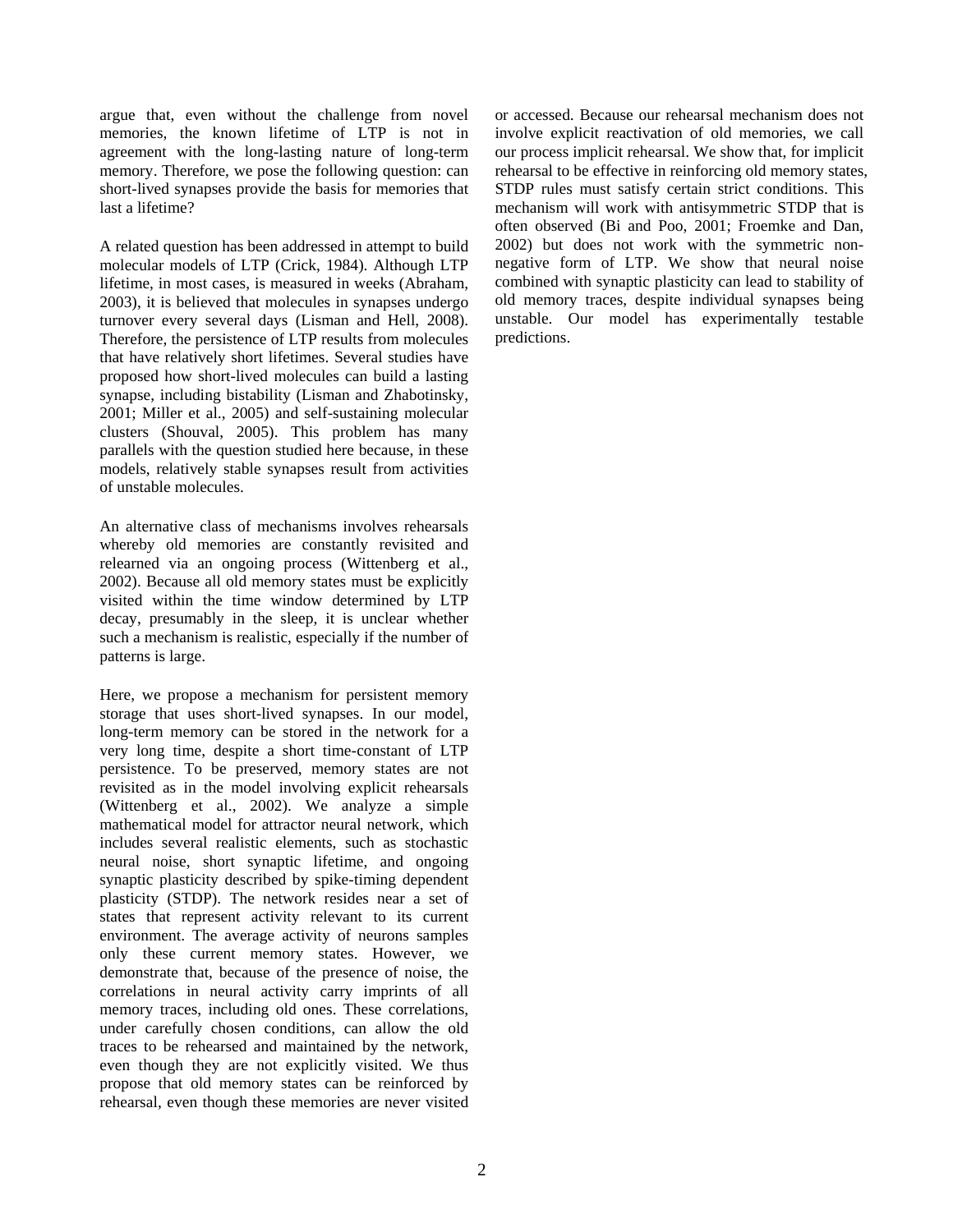argue that, even without the challenge from novel memories, the known lifetime of LTP is not in agreement with the long-lasting nature of long-term memory. Therefore, we pose the following question: can short-lived synapses provide the basis for memories that last a lifetime?

A related question has been addressed in attempt to build molecular models of LTP (Crick, 1984). Although LTP lifetime, in most cases, is measured in weeks (Abraham, 2003), it is believed that molecules in synapses undergo turnover every several days (Lisman and Hell, 2008). Therefore, the persistence of LTP results from molecules that have relatively short lifetimes. Several studies have proposed how short-lived molecules can build a lasting synapse, including bistability (Lisman and Zhabotinsky, 2001; Miller et al., 2005) and self-sustaining molecular clusters (Shouval, 2005). This problem has many parallels with the question studied here because, in these models, relatively stable synapses result from activities of unstable molecules.

An alternative class of mechanisms involves rehearsals whereby old memories are constantly revisited and relearned via an ongoing process (Wittenberg et al., 2002). Because all old memory states must be explicitly visited within the time window determined by LTP decay, presumably in the sleep, it is unclear whether such a mechanism is realistic, especially if the number of patterns is large.

Here, we propose a mechanism for persistent memory storage that uses short-lived synapses. In our model, long-term memory can be stored in the network for a very long time, despite a short time-constant of LTP persistence. To be preserved, memory states are not revisited as in the model involving explicit rehearsals (Wittenberg et al., 2002). We analyze a simple mathematical model for attractor neural network, which includes several realistic elements, such as stochastic neural noise, short synaptic lifetime, and ongoing synaptic plasticity described by spike-timing dependent plasticity (STDP). The network resides near a set of states that represent activity relevant to its current environment. The average activity of neurons samples only these current memory states. However, we demonstrate that, because of the presence of noise, the correlations in neural activity carry imprints of all memory traces, including old ones. These correlations, under carefully chosen conditions, can allow the old traces to be rehearsed and maintained by the network, even though they are not explicitly visited. We thus propose that old memory states can be reinforced by rehearsal, even though these memories are never visited or accessed. Because our rehearsal mechanism does not involve explicit reactivation of old memories, we call our process implicit rehearsal. We show that, for implicit rehearsal to be effective in reinforcing old memory states, STDP rules must satisfy certain strict conditions. This mechanism will work with antisymmetric STDP that is often observed (Bi and Poo, 2001; Froemke and Dan, 2002) but does not work with the symmetric non-negative form of LTP. We show that neural noise combined with synaptic plasticity can lead to stability of old memory traces, despite individual synapses being unstable. Our model has experimentally testable predictions.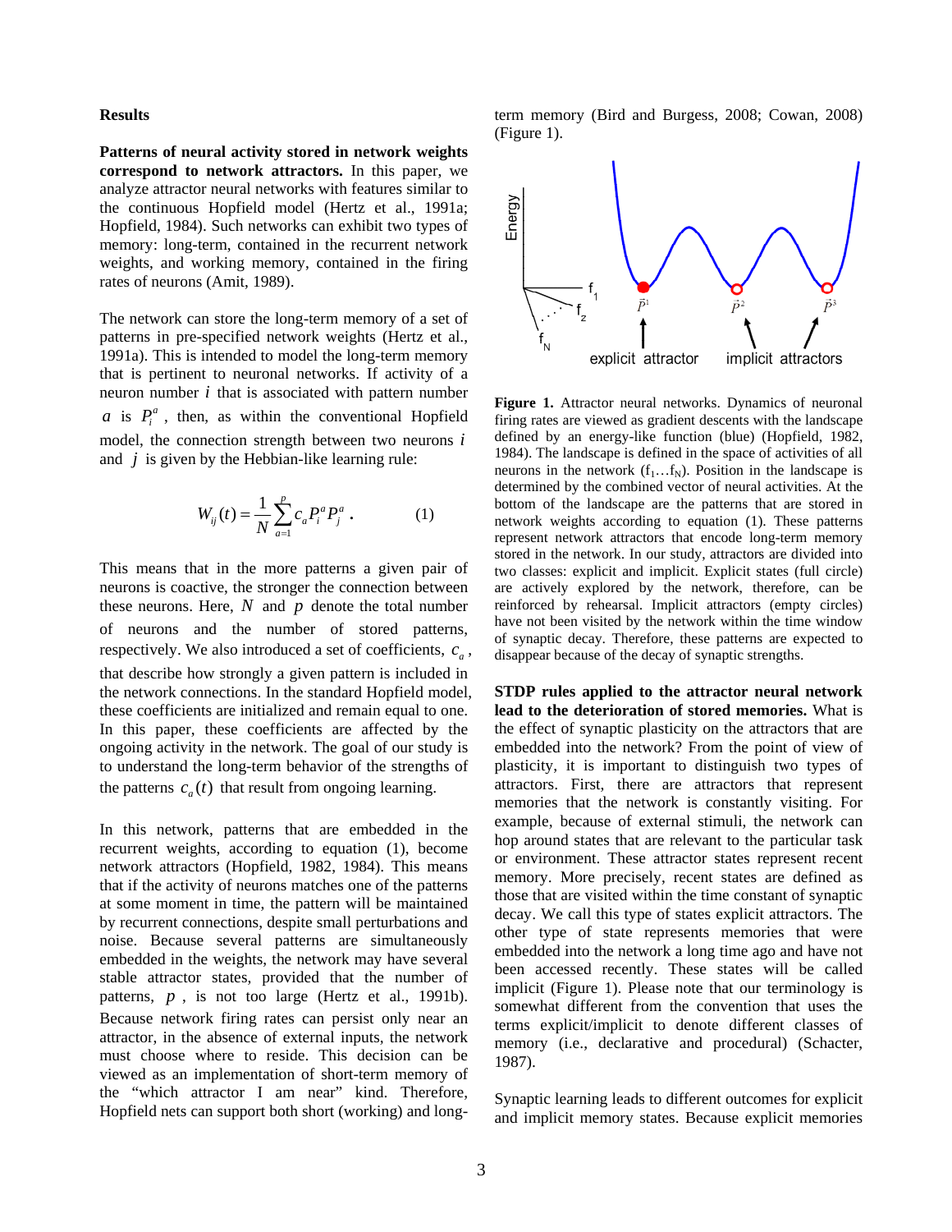## Results

**Patterns of neural activity stored in network weights correspond to network attractors.** In this paper, we analyze attractor neural networks with features similar to the continuous Hopfield model (Hertz et al., 1991a; Hopfield, 1984). Such networks can exhibit two types of memory: long-term, contained in the recurrent network weights, and working memory, contained in the firing rates of neurons (Amit, 1989).

The network can store the long-term memory of a set of patterns in pre-specified network weights (Hertz et al., 1991a). This is intended to model the long-term memory that is pertinent to neuronal networks. If activity of a neuron number $i$ that is associated with pattern number $a$ is $P_i^a$, then, as within the conventional Hopfield model, the connection strength between two neurons $i$ and $j$ is given by the Hebbian-like learning rule:

$$W_{ij}(t) = \frac{1}{N}\sum_{a=1}^{p} c_a P_i^a P_j^a \,. \qquad (1)$$

This means that in the more patterns a given pair of neurons is coactive, the stronger the connection between these neurons. Here, $N$ and $p$ denote the total number of neurons and the number of stored patterns, respectively. We also introduced a set of coefficients, $c_a$, that describe how strongly a given pattern is included in the network connections. In the standard Hopfield model, these coefficients are initialized and remain equal to one. In this paper, these coefficients are affected by the ongoing activity in the network. The goal of our study is to understand the long-term behavior of the strengths of the patterns $c_a(t)$ that result from ongoing learning.

In this network, patterns that are embedded in the recurrent weights, according to equation (1), become network attractors (Hopfield, 1982, 1984). This means that if the activity of neurons matches one of the patterns at some moment in time, the pattern will be maintained by recurrent connections, despite small perturbations and noise. Because several patterns are simultaneously embedded in the weights, the network may have several stable attractor states, provided that the number of patterns, $p$, is not too large (Hertz et al., 1991b). Because network firing rates can persist only near an attractor, in the absence of external inputs, the network must choose where to reside. This decision can be viewed as an implementation of short-term memory of the "which attractor I am near" kind. Therefore, Hopfield nets can support both short (working) and long-term memory (Bird and Burgess, 2008; Cowan, 2008) (Figure 1).

Energy
$f_1$
$f_z$
$f_N$
$\vec{P}^1$
$\vec{P}^2$
$\vec{P}^3$
explicit attractor
implicit attractors

**Figure 1.** Attractor neural networks. Dynamics of neuronal firing rates are viewed as gradient descents with the landscape defined by an energy-like function (blue) (Hopfield, 1982, 1984). The landscape is defined in the space of activities of all neurons in the network ($f_1 \ldots f_N$). Position in the landscape is determined by the combined vector of neural activities. At the bottom of the landscape are the patterns that are stored in network weights according to equation (1). These patterns represent network attractors that encode long-term memory stored in the network. In our study, attractors are divided into two classes: explicit and implicit. Explicit states (full circle) are actively explored by the network, therefore, can be reinforced by rehearsal. Implicit attractors (empty circles) have not been visited by the network within the time window of synaptic decay. Therefore, these patterns are expected to disappear because of the decay of synaptic strengths.

**STDP rules applied to the attractor neural network lead to the deterioration of stored memories.** What is the effect of synaptic plasticity on the attractors that are embedded into the network? From the point of view of plasticity, it is important to distinguish two types of attractors. First, there are attractors that represent memories that the network is constantly visiting. For example, because of external stimuli, the network can hop around states that are relevant to the particular task or environment. These attractor states represent recent memory. More precisely, recent states are defined as those that are visited within the time constant of synaptic decay. We call this type of states explicit attractors. The other type of state represents memories that were embedded into the network a long time ago and have not been accessed recently. These states will be called implicit (Figure 1). Please note that our terminology is somewhat different from the convention that uses the terms explicit/implicit to denote different classes of memory (i.e., declarative and procedural) (Schacter, 1987).

Synaptic learning leads to different outcomes for explicit and implicit memory states. Because explicit memories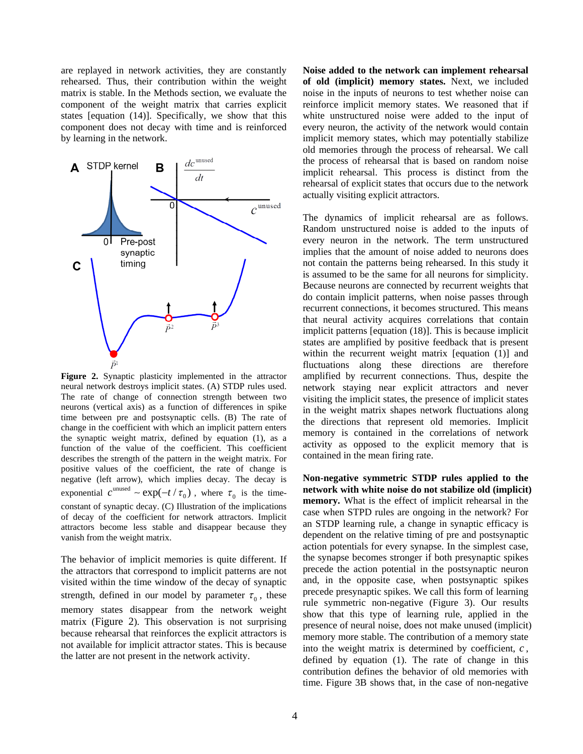are replayed in network activities, they are constantly rehearsed. Thus, their contribution within the weight matrix is stable. In the Methods section, we evaluate the component of the weight matrix that carries explicit states [equation (14)]. Specifically, we show that this component does not decay with time and is reinforced by learning in the network.

A STDP kernel

0 Pre-post synaptic timing

B $\frac{dc^{\text{unused}}}{dt}$

0

$c^{\text{unused}}$

C

$\vec{P}^1$

$\vec{P}^2$

$\vec{P}^3$

**Figure 2.** Synaptic plasticity implemented in the attractor neural network destroys implicit states. (A) STDP rules used. The rate of change of connection strength between two neurons (vertical axis) as a function of differences in spike time between pre and postsynaptic cells. (B) The rate of change in the coefficient with which an implicit pattern enters the synaptic weight matrix, defined by equation (1), as a function of the value of the coefficient. This coefficient describes the strength of the pattern in the weight matrix. For positive values of the coefficient, the rate of change is negative (left arrow), which implies decay. The decay is exponential $c^{\text{unused}} \sim \exp(-t/\tau_0)$, where $\tau_0$ is the time-constant of synaptic decay. (C) Illustration of the implications of decay of the coefficient for network attractors. Implicit attractors become less stable and disappear because they vanish from the weight matrix.

The behavior of implicit memories is quite different. If the attractors that correspond to implicit patterns are not visited within the time window of the decay of synaptic strength, defined in our model by parameter $\tau_0$, these memory states disappear from the network weight matrix (Figure 2). This observation is not surprising because rehearsal that reinforces the explicit attractors is not available for implicit attractor states. This is because the latter are not present in the network activity.

**Noise added to the network can implement rehearsal of old (implicit) memory states.** Next, we included noise in the inputs of neurons to test whether noise can reinforce implicit memory states. We reasoned that if white unstructured noise were added to the input of every neuron, the activity of the network would contain implicit memory states, which may potentially stabilize old memories through the process of rehearsal. We call the process of rehearsal that is based on random noise implicit rehearsal. This process is distinct from the rehearsal of explicit states that occurs due to the network actually visiting explicit attractors.

The dynamics of implicit rehearsal are as follows. Random unstructured noise is added to the inputs of every neuron in the network. The term unstructured implies that the amount of noise added to neurons does not contain the patterns being rehearsed. In this study it is assumed to be the same for all neurons for simplicity. Because neurons are connected by recurrent weights that do contain implicit patterns, when noise passes through recurrent connections, it becomes structured. This means that neural activity acquires correlations that contain implicit patterns [equation (18)]. This is because implicit states are amplified by positive feedback that is present within the recurrent weight matrix [equation (1)] and fluctuations along these directions are therefore amplified by recurrent connections. Thus, despite the network staying near explicit attractors and never visiting the implicit states, the presence of implicit states in the weight matrix shapes network fluctuations along the directions that represent old memories. Implicit memory is contained in the correlations of network activity as opposed to the explicit memory that is contained in the mean firing rate.

**Non-negative symmetric STDP rules applied to the network with white noise do not stabilize old (implicit) memory.** What is the effect of implicit rehearsal in the case when STPD rules are ongoing in the network? For an STDP learning rule, a change in synaptic efficacy is dependent on the relative timing of pre and postsynaptic action potentials for every synapse. In the simplest case, the synapse becomes stronger if both presynaptic spikes precede the action potential in the postsynaptic neuron and, in the opposite case, when postsynaptic spikes precede presynaptic spikes. We call this form of learning rule symmetric non-negative (Figure 3). Our results show that this type of learning rule, applied in the presence of neural noise, does not make unused (implicit) memory more stable. The contribution of a memory state into the weight matrix is determined by coefficient, $c$, defined by equation (1). The rate of change in this contribution defines the behavior of old memories with time. Figure 3B shows that, in the case of non-negative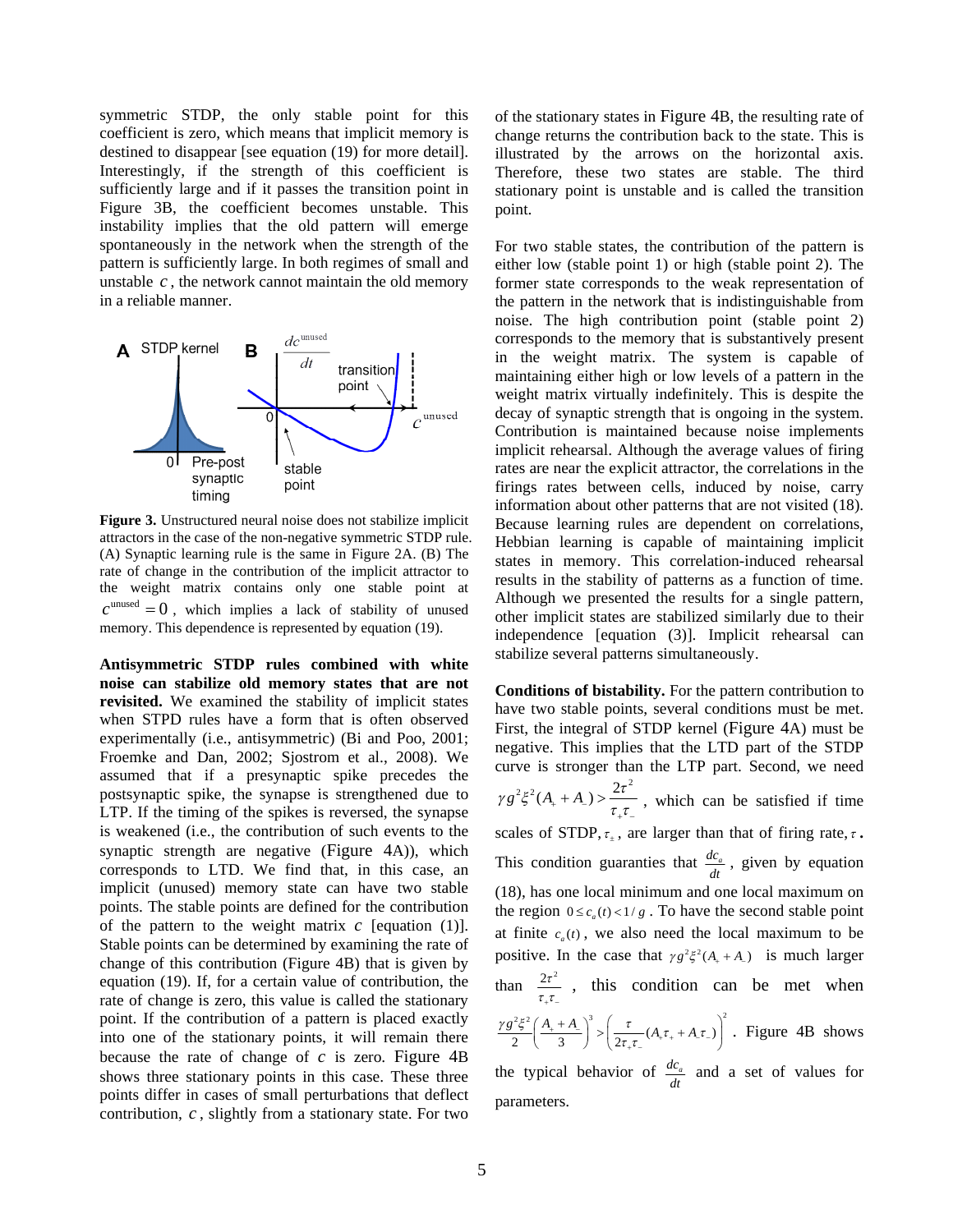symmetric STDP, the only stable point for this coefficient is zero, which means that implicit memory is destined to disappear [see equation (19) for more detail]. Interestingly, if the strength of this coefficient is sufficiently large and if it passes the transition point in Figure 3B, the coefficient becomes unstable. This instability implies that the old pattern will emerge spontaneously in the network when the strength of the pattern is sufficiently large. In both regimes of small and unstable $c$, the network cannot maintain the old memory in a reliable manner.

A STDP kernel

0 Pre-post synaptic timing

B $\frac{dc^{\text{unused}}}{dt}$

transition point

0

$c^{\text{unused}}$

stable point

**Figure 3.** Unstructured neural noise does not stabilize implicit attractors in the case of the non-negative symmetric STDP rule. (A) Synaptic learning rule is the same in Figure 2A. (B) The rate of change in the contribution of the implicit attractor to the weight matrix contains only one stable point at $c^{\text{unused}} = 0$, which implies a lack of stability of unused memory. This dependence is represented by equation (19).

**Antisymmetric STDP rules combined with white noise can stabilize old memory states that are not revisited.** We examined the stability of implicit states when STPD rules have a form that is often observed experimentally (i.e., antisymmetric) (Bi and Poo, 2001; Froemke and Dan, 2002; Sjostrom et al., 2008). We assumed that if a presynaptic spike precedes the postsynaptic spike, the synapse is strengthened due to LTP. If the timing of the spikes is reversed, the synapse is weakened (i.e., the contribution of such events to the synaptic strength are negative (Figure 4A)), which corresponds to LTD. We find that, in this case, an implicit (unused) memory state can have two stable points. The stable points are defined for the contribution of the pattern to the weight matrix $c$ [equation (1)]. Stable points can be determined by examining the rate of change of this contribution (Figure 4B) that is given by equation (19). If, for a certain value of contribution, the rate of change is zero, this value is called the stationary point. If the contribution of a pattern is placed exactly into one of the stationary points, it will remain there because the rate of change of $c$ is zero. Figure 4B shows three stationary points in this case. These three points differ in cases of small perturbations that deflect contribution, $c$, slightly from a stationary state. For two of the stationary states in Figure 4B, the resulting rate of change returns the contribution back to the state. This is illustrated by the arrows on the horizontal axis. Therefore, these two states are stable. The third stationary point is unstable and is called the transition point.

For two stable states, the contribution of the pattern is either low (stable point 1) or high (stable point 2). The former state corresponds to the weak representation of the pattern in the network that is indistinguishable from noise. The high contribution point (stable point 2) corresponds to the memory that is substantively present in the weight matrix. The system is capable of maintaining either high or low levels of a pattern in the weight matrix virtually indefinitely. This is despite the decay of synaptic strength that is ongoing in the system. Contribution is maintained because noise implements implicit rehearsal. Although the average values of firing rates are near the explicit attractor, the correlations in the firings rates between cells, induced by noise, carry information about other patterns that are not visited (18). Because learning rules are dependent on correlations, Hebbian learning is capable of maintaining implicit states in memory. This correlation-induced rehearsal results in the stability of patterns as a function of time. Although we presented the results for a single pattern, other implicit states are stabilized similarly due to their independence [equation (3)]. Implicit rehearsal can stabilize several patterns simultaneously.

**Conditions of bistability.** For the pattern contribution to have two stable points, several conditions must be met. First, the integral of STDP kernel (Figure 4A) must be negative. This implies that the LTD part of the STDP curve is stronger than the LTP part. Second, we need $\gamma g^2 \xi^2 (A_+ + A_-) > \frac{2\tau^2}{\tau_+ \tau_-}$, which can be satisfied if time scales of STDP, $\tau_\pm$, are larger than that of firing rate, $\tau$. This condition guarantees that $\frac{dc_a}{dt}$, given by equation (18), has one local minimum and one local maximum on the region $0 \le c_a(t) < 1/g$. To have the second stable point at finite $c_a(t)$, we also need the local maximum to be positive. In the case that $\gamma g^2 \xi^2 (A_+ + A_-)$ is much larger than $\frac{2\tau^2}{\tau_+ \tau_-}$, this condition can be met when $\frac{\gamma g^2 \xi^2}{2} \left( \frac{A_+ + A_-}{3} \right)^3 > \left( \frac{\tau}{2\tau_+ \tau_-} (A_+ \tau_+ + A_- \tau_-) \right)^2$. Figure 4B shows the typical behavior of $\frac{dc_a}{dt}$ and a set of values for parameters.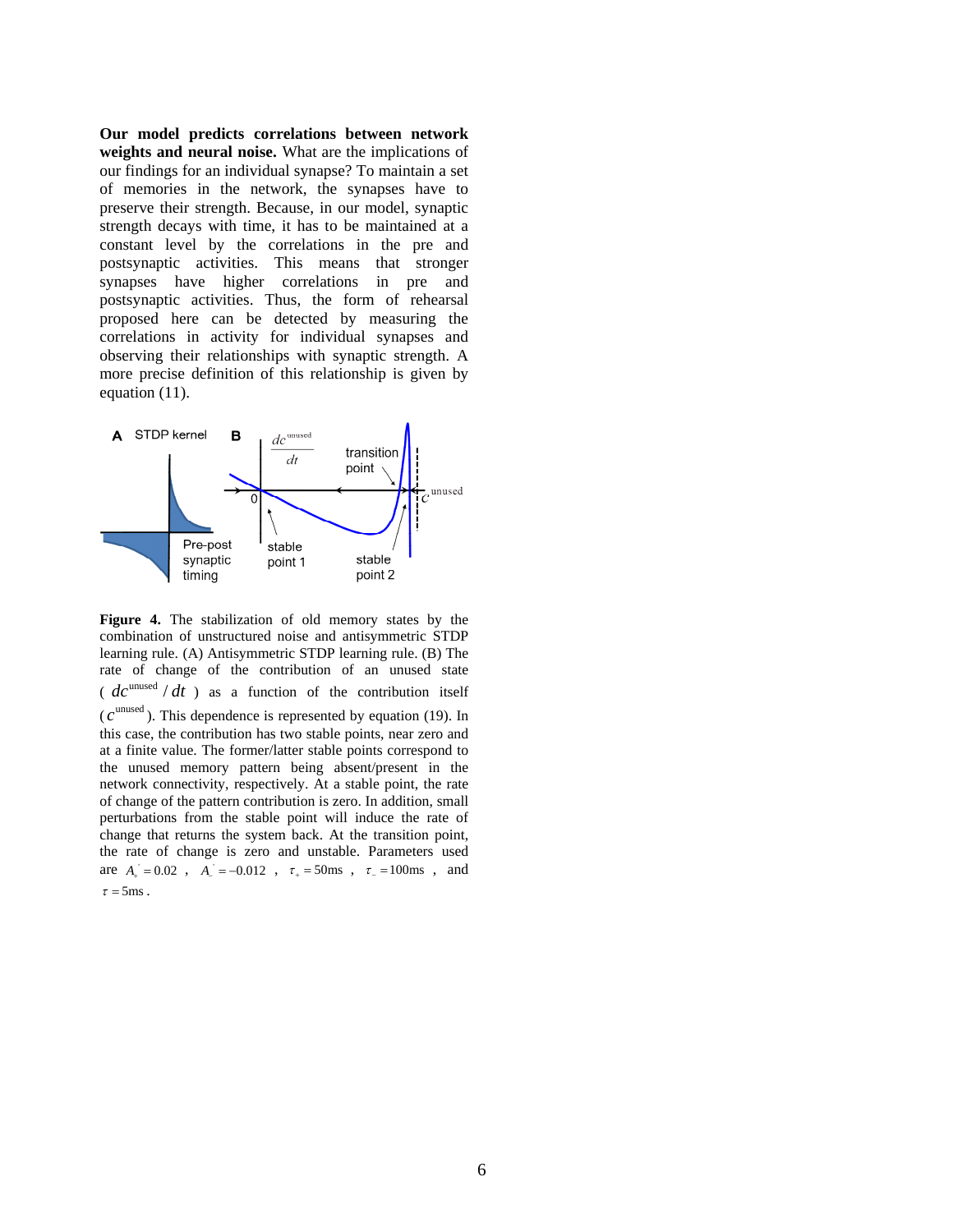**Our model predicts correlations between network weights and neural noise.** What are the implications of our findings for an individual synapse? To maintain a set of memories in the network, the synapses have to preserve their strength. Because, in our model, synaptic strength decays with time, it has to be maintained at a constant level by the correlations in the pre and postsynaptic activities. This means that stronger synapses have higher correlations in pre and postsynaptic activities. Thus, the form of rehearsal proposed here can be detected by measuring the correlations in activity for individual synapses and observing their relationships with synaptic strength. A more precise definition of this relationship is given by equation (11).

A STDP kernel

Pre-post synaptic timing

B

$\frac{dc^{\text{unused}}}{dt}$

0

transition point

$c^{\text{unused}}$

stable point 1

stable point 2

**Figure 4.** The stabilization of old memory states by the combination of unstructured noise and antisymmetric STDP learning rule. (A) Antisymmetric STDP learning rule. (B) The rate of change of the contribution of an unused state ($dc^{\text{unused}}/dt$) as a function of the contribution itself ($c^{\text{unused}}$). This dependence is represented by equation (19). In this case, the contribution has two stable points, near zero and at a finite value. The former/latter stable points correspond to the unused memory pattern being absent/present in the network connectivity, respectively. At a stable point, the rate of change of the pattern contribution is zero. In addition, small perturbations from the stable point will induce the rate of change that returns the system back. At the transition point, the rate of change is zero and unstable. Parameters used are $A_+^{'} = 0.02$, $A_-^{'} = -0.012$, $\tau_+ = 50\text{ms}$, $\tau_- = 100\text{ms}$, and $\tau = 5\text{ms}$.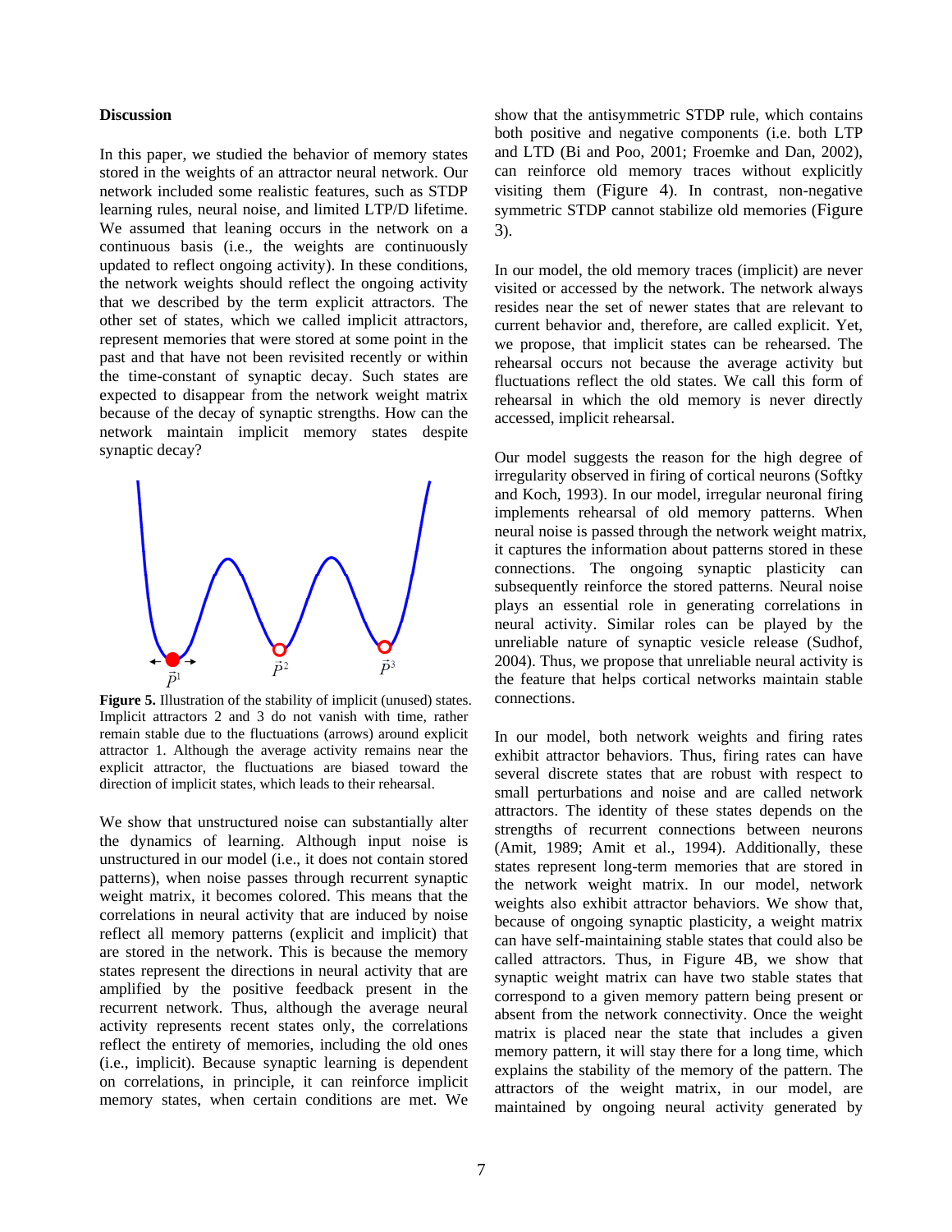**Discussion**

In this paper, we studied the behavior of memory states stored in the weights of an attractor neural network. Our network included some realistic features, such as STDP learning rules, neural noise, and limited LTP/D lifetime. We assumed that leaning occurs in the network on a continuous basis (i.e., the weights are continuously updated to reflect ongoing activity). In these conditions, the network weights should reflect the ongoing activity that we described by the term explicit attractors. The other set of states, which we called implicit attractors, represent memories that were stored at some point in the past and that have not been revisited recently or within the time-constant of synaptic decay. Such states are expected to disappear from the network weight matrix because of the decay of synaptic strengths. How can the network maintain implicit memory states despite synaptic decay?

$\vec{P}^1$

$\vec{P}^2$

$\vec{P}^3$

**Figure 5.** Illustration of the stability of implicit (unused) states. Implicit attractors 2 and 3 do not vanish with time, rather remain stable due to the fluctuations (arrows) around explicit attractor 1. Although the average activity remains near the explicit attractor, the fluctuations are biased toward the direction of implicit states, which leads to their rehearsal.

We show that unstructured noise can substantially alter the dynamics of learning. Although input noise is unstructured in our model (i.e., it does not contain stored patterns), when noise passes through recurrent synaptic weight matrix, it becomes colored. This means that the correlations in neural activity that are induced by noise reflect all memory patterns (explicit and implicit) that are stored in the network. This is because the memory states represent the directions in neural activity that are amplified by the positive feedback present in the recurrent network. Thus, although the average neural activity represents recent states only, the correlations reflect the entirety of memories, including the old ones (i.e., implicit). Because synaptic learning is dependent on correlations, in principle, it can reinforce implicit memory states, when certain conditions are met. We show that the antisymmetric STDP rule, which contains both positive and negative components (i.e. both LTP and LTD (Bi and Poo, 2001; Froemke and Dan, 2002), can reinforce old memory traces without explicitly visiting them (Figure 4). In contrast, non-negative symmetric STDP cannot stabilize old memories (Figure 3).

In our model, the old memory traces (implicit) are never visited or accessed by the network. The network always resides near the set of newer states that are relevant to current behavior and, therefore, are called explicit. Yet, we propose, that implicit states can be rehearsed. The rehearsal occurs not because the average activity but fluctuations reflect the old states. We call this form of rehearsal in which the old memory is never directly accessed, implicit rehearsal.

Our model suggests the reason for the high degree of irregularity observed in firing of cortical neurons (Softky and Koch, 1993). In our model, irregular neuronal firing implements rehearsal of old memory patterns. When neural noise is passed through the network weight matrix, it captures the information about patterns stored in these connections. The ongoing synaptic plasticity can subsequently reinforce the stored patterns. Neural noise plays an essential role in generating correlations in neural activity. Similar roles can be played by the unreliable nature of synaptic vesicle release (Sudhof, 2004). Thus, we propose that unreliable neural activity is the feature that helps cortical networks maintain stable connections.

In our model, both network weights and firing rates exhibit attractor behaviors. Thus, firing rates can have several discrete states that are robust with respect to small perturbations and noise and are called network attractors. The identity of these states depends on the strengths of recurrent connections between neurons (Amit, 1989; Amit et al., 1994). Additionally, these states represent long-term memories that are stored in the network weight matrix. In our model, network weights also exhibit attractor behaviors. We show that, because of ongoing synaptic plasticity, a weight matrix can have self-maintaining stable states that could also be called attractors. Thus, in Figure 4B, we show that synaptic weight matrix can have two stable states that correspond to a given memory pattern being present or absent from the network connectivity. Once the weight matrix is placed near the state that includes a given memory pattern, it will stay there for a long time, which explains the stability of the memory of the pattern. The attractors of the weight matrix, in our model, are maintained by ongoing neural activity generated by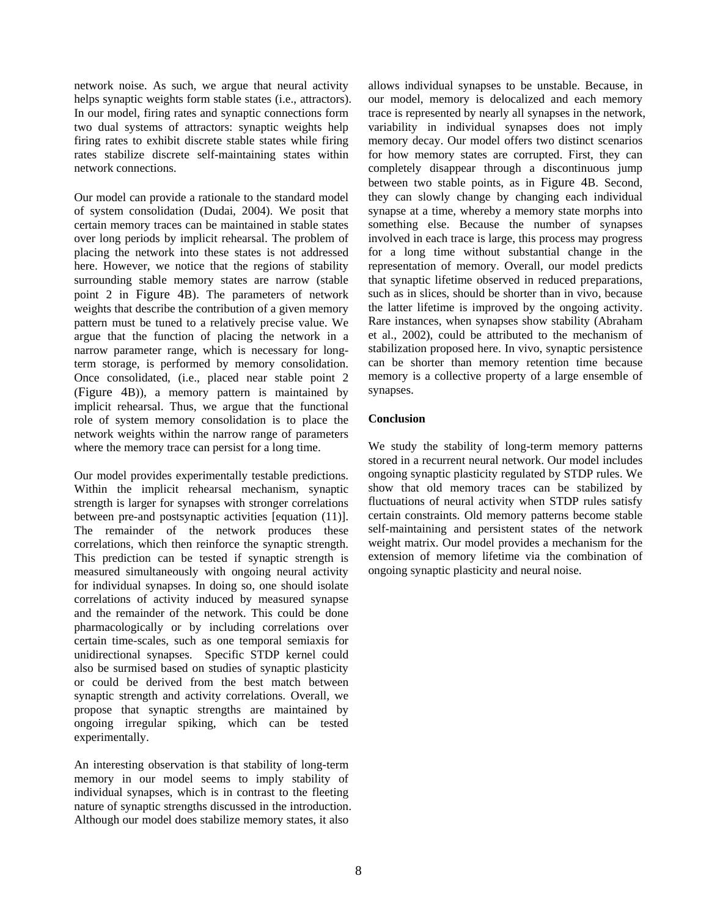network noise. As such, we argue that neural activity helps synaptic weights form stable states (i.e., attractors). In our model, firing rates and synaptic connections form two dual systems of attractors: synaptic weights help firing rates to exhibit discrete stable states while firing rates stabilize discrete self-maintaining states within network connections.

Our model can provide a rationale to the standard model of system consolidation (Dudai, 2004). We posit that certain memory traces can be maintained in stable states over long periods by implicit rehearsal. The problem of placing the network into these states is not addressed here. However, we notice that the regions of stability surrounding stable memory states are narrow (stable point 2 in Figure 4B). The parameters of network weights that describe the contribution of a given memory pattern must be tuned to a relatively precise value. We argue that the function of placing the network in a narrow parameter range, which is necessary for long-term storage, is performed by memory consolidation. Once consolidated, (i.e., placed near stable point 2 (Figure 4B)), a memory pattern is maintained by implicit rehearsal. Thus, we argue that the functional role of system memory consolidation is to place the network weights within the narrow range of parameters where the memory trace can persist for a long time.

Our model provides experimentally testable predictions. Within the implicit rehearsal mechanism, synaptic strength is larger for synapses with stronger correlations between pre-and postsynaptic activities [equation (11)]. The remainder of the network produces these correlations, which then reinforce the synaptic strength. This prediction can be tested if synaptic strength is measured simultaneously with ongoing neural activity for individual synapses. In doing so, one should isolate correlations of activity induced by measured synapse and the remainder of the network. This could be done pharmacologically or by including correlations over certain time-scales, such as one temporal semiaxis for unidirectional synapses. Specific STDP kernel could also be surmised based on studies of synaptic plasticity or could be derived from the best match between synaptic strength and activity correlations. Overall, we propose that synaptic strengths are maintained by ongoing irregular spiking, which can be tested experimentally.

An interesting observation is that stability of long-term memory in our model seems to imply stability of individual synapses, which is in contrast to the fleeting nature of synaptic strengths discussed in the introduction. Although our model does stabilize memory states, it also allows individual synapses to be unstable. Because, in our model, memory is delocalized and each memory trace is represented by nearly all synapses in the network, variability in individual synapses does not imply memory decay. Our model offers two distinct scenarios for how memory states are corrupted. First, they can completely disappear through a discontinuous jump between two stable points, as in Figure 4B. Second, they can slowly change by changing each individual synapse at a time, whereby a memory state morphs into something else. Because the number of synapses involved in each trace is large, this process may progress for a long time without substantial change in the representation of memory. Overall, our model predicts that synaptic lifetime observed in reduced preparations, such as in slices, should be shorter than in vivo, because the latter lifetime is improved by the ongoing activity. Rare instances, when synapses show stability (Abraham et al., 2002), could be attributed to the mechanism of stabilization proposed here. In vivo, synaptic persistence can be shorter than memory retention time because memory is a collective property of a large ensemble of synapses.

## Conclusion

We study the stability of long-term memory patterns stored in a recurrent neural network. Our model includes ongoing synaptic plasticity regulated by STDP rules. We show that old memory traces can be stabilized by fluctuations of neural activity when STDP rules satisfy certain constraints. Old memory patterns become stable self-maintaining and persistent states of the network weight matrix. Our model provides a mechanism for the extension of memory lifetime via the combination of ongoing synaptic plasticity and neural noise.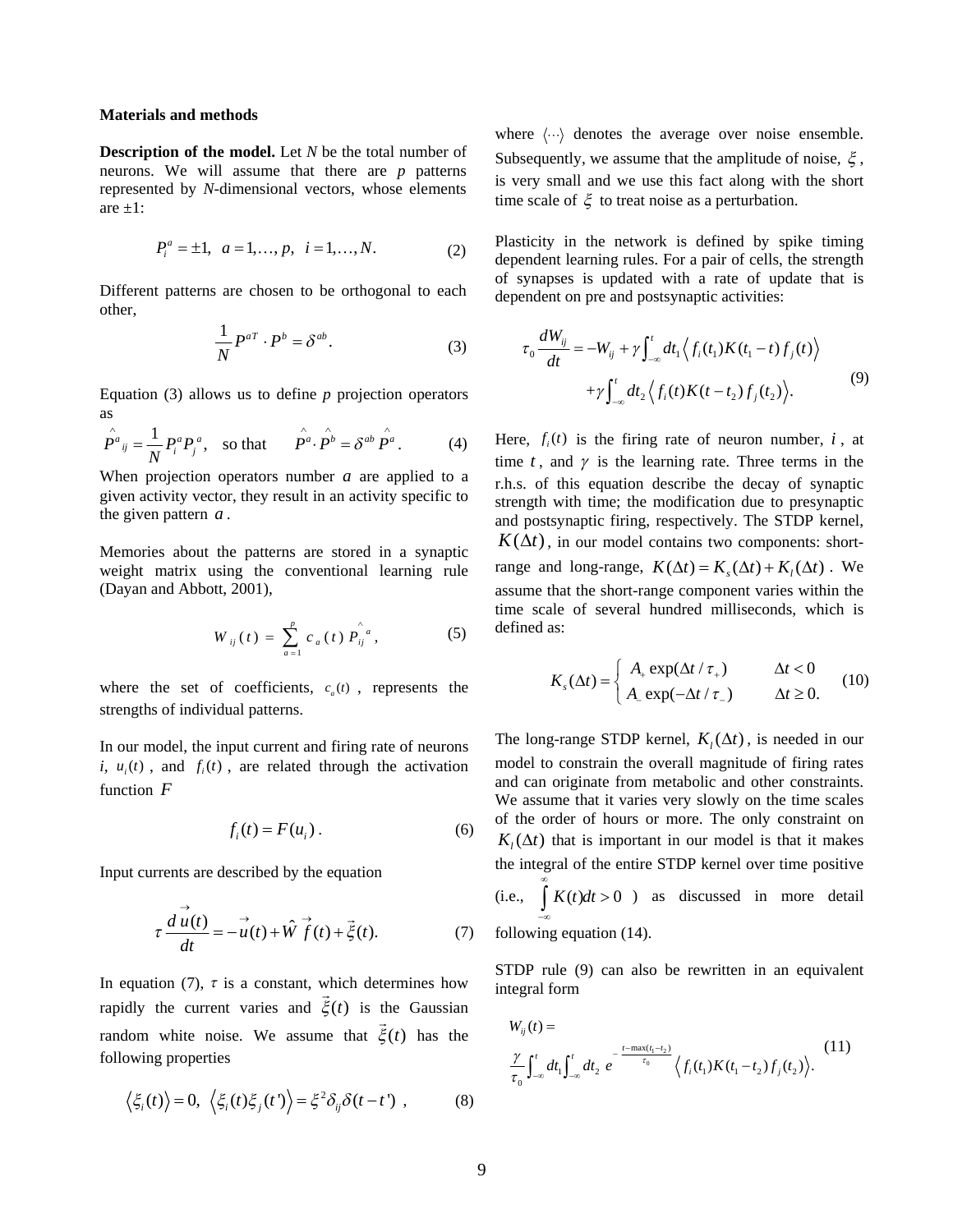**Materials and methods**

**Description of the model.** Let $N$ be the total number of neurons. We will assume that there are $p$ patterns represented by $N$-dimensional vectors, whose elements are ±1:

$$P_i^a = \pm 1, \quad a = 1, \ldots, p, \quad i = 1, \ldots, N. \tag{2}$$

Different patterns are chosen to be orthogonal to each other,

$$\frac{1}{N} P^{aT} \cdot P^b = \delta^{ab}. \tag{3}$$

Equation (3) allows us to define $p$ projection operators as

$$\hat{P}^a{}_{ij} = \frac{1}{N} P_i^a P_j^a, \quad \text{so that} \quad \hat{P}^a \cdot \hat{P}^b = \delta^{ab} \hat{P}^a. \tag{4}$$

When projection operators number $a$ are applied to a given activity vector, they result in an activity specific to the given pattern $a$.

Memories about the patterns are stored in a synaptic weight matrix using the conventional learning rule (Dayan and Abbott, 2001),

$$W_{ij}(t) = \sum_{a=1}^{p} c_a(t) \hat{P}_{ij}^a, \tag{5}$$

where the set of coefficients, $c_a(t)$, represents the strengths of individual patterns.

In our model, the input current and firing rate of neurons $i$, $u_i(t)$, and $f_i(t)$, are related through the activation function $F$

$$f_i(t) = F(u_i). \tag{6}$$

Input currents are described by the equation

$$\tau \frac{d\vec{u}(t)}{dt} = -\vec{u}(t) + \hat{W} \vec{f}(t) + \vec{\xi}(t). \tag{7}$$

In equation (7), $\tau$ is a constant, which determines how rapidly the current varies and $\vec{\xi}(t)$ is the Gaussian random white noise. We assume that $\vec{\xi}(t)$ has the following properties

$$\langle \xi_i(t) \rangle = 0, \quad \langle \xi_i(t) \xi_j(t') \rangle = \xi^2 \delta_{ij} \delta(t - t'), \tag{8}$$

where $\langle \cdots \rangle$ denotes the average over noise ensemble. Subsequently, we assume that the amplitude of noise, $\xi$, is very small and we use this fact along with the short time scale of $\xi$ to treat noise as a perturbation.

Plasticity in the network is defined by spike timing dependent learning rules. For a pair of cells, the strength of synapses is updated with a rate of update that is dependent on pre and postsynaptic activities:

$$\tau_0 \frac{dW_{ij}}{dt} = -W_{ij} + \gamma \int_{-\infty}^{t} dt_1 \langle f_i(t_1) K(t_1 - t) f_j(t) \rangle + \gamma \int_{-\infty}^{t} dt_2 \langle f_i(t) K(t - t_2) f_j(t_2) \rangle. \tag{9}$$

Here, $f_i(t)$ is the firing rate of neuron number, $i$, at time $t$, and $\gamma$ is the learning rate. Three terms in the r.h.s. of this equation describe the decay of synaptic strength with time; the modification due to presynaptic and postsynaptic firing, respectively. The STDP kernel, $K(\Delta t)$, in our model contains two components: short-range and long-range, $K(\Delta t) = K_s(\Delta t) + K_l(\Delta t)$. We assume that the short-range component varies within the time scale of several hundred milliseconds, which is defined as:

$$K_s(\Delta t) = \begin{cases} A_+ \exp(\Delta t / \tau_+) & \Delta t < 0 \\ A_- \exp(-\Delta t / \tau_-) & \Delta t \geq 0. \end{cases} \tag{10}$$

The long-range STDP kernel, $K_l(\Delta t)$, is needed in our model to constrain the overall magnitude of firing rates and can originate from metabolic and other constraints. We assume that it varies very slowly on the time scales of the order of hours or more. The only constraint on $K_l(\Delta t)$ that is important in our model is that it makes the integral of the entire STDP kernel over time positive (i.e., $\int_{-\infty}^{\infty} K(t) dt > 0$) as discussed in more detail following equation (14).

STDP rule (9) can also be rewritten in an equivalent integral form

$$W_{ij}(t) = \frac{\gamma}{\tau_0} \int_{-\infty}^{t} dt_1 \int_{-\infty}^{t} dt_2 \, e^{-\frac{t - \max(t_1 - t_2)}{\tau_0}} \langle f_i(t_1) K(t_1 - t_2) f_j(t_2) \rangle. \tag{11}$$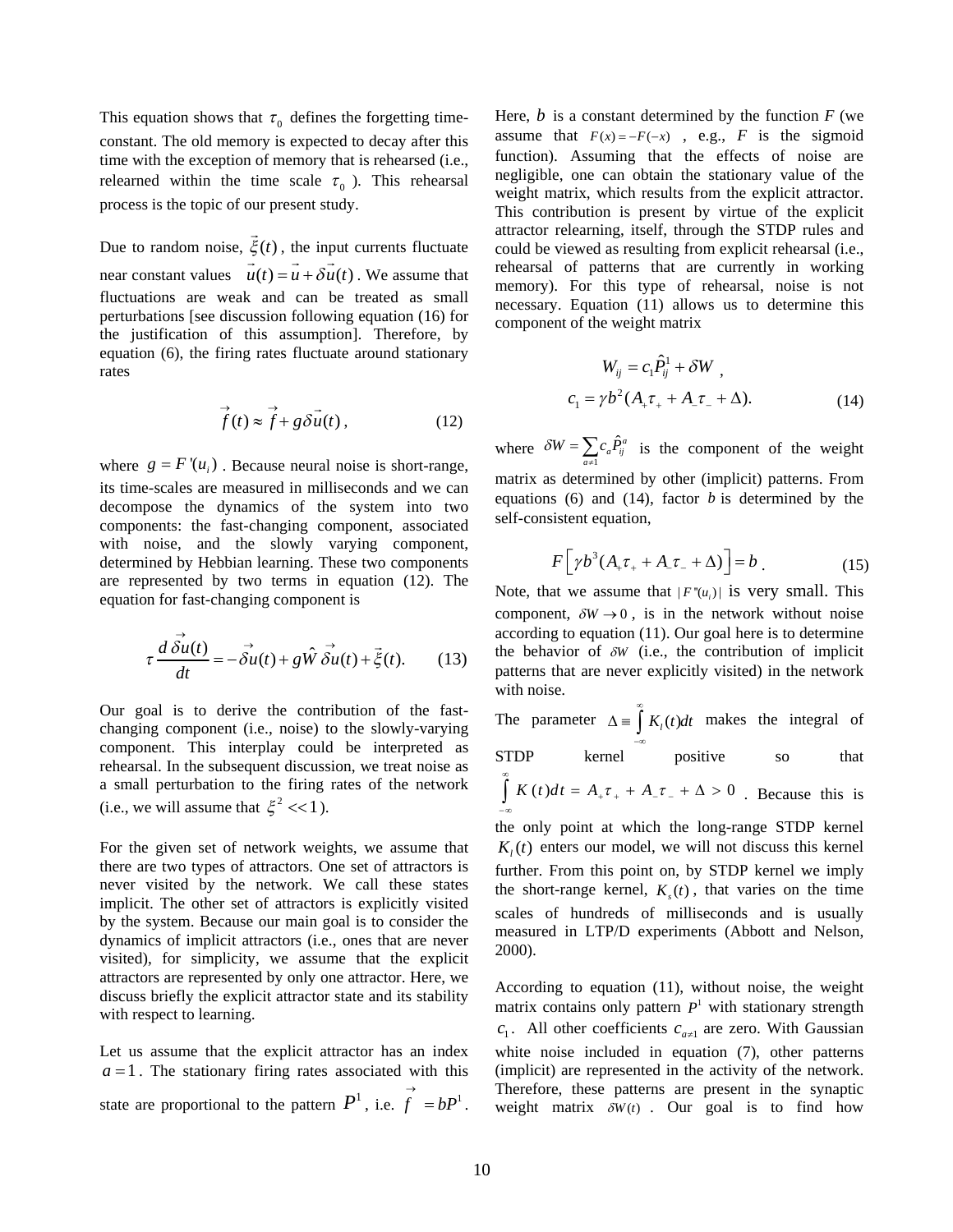This equation shows that $\tau_0$ defines the forgetting time-constant. The old memory is expected to decay after this time with the exception of memory that is rehearsed (i.e., relearned within the time scale $\tau_0$ ). This rehearsal process is the topic of our present study.

Due to random noise, $\vec{\xi}(t)$, the input currents fluctuate near constant values $\vec{u}(t) = \vec{u} + \delta\vec{u}(t)$. We assume that fluctuations are weak and can be treated as small perturbations [see discussion following equation (16) for the justification of this assumption]. Therefore, by equation (6), the firing rates fluctuate around stationary rates

$$\vec{f}(t) \approx \vec{f} + g\delta\vec{u}(t), \qquad (12)$$

where $g = F'(u_i)$. Because neural noise is short-range, its time-scales are measured in milliseconds and we can decompose the dynamics of the system into two components: the fast-changing component, associated with noise, and the slowly varying component, determined by Hebbian learning. These two components are represented by two terms in equation (12). The equation for fast-changing component is

$$\tau \frac{d\,\delta\vec{u}(t)}{dt} = -\delta\vec{u}(t) + g\hat{W}\,\delta\vec{u}(t) + \vec{\xi}(t). \qquad (13)$$

Our goal is to derive the contribution of the fast-changing component (i.e., noise) to the slowly-varying component. This interplay could be interpreted as rehearsal. In the subsequent discussion, we treat noise as a small perturbation to the firing rates of the network (i.e., we will assume that $\xi^2 << 1$).

For the given set of network weights, we assume that there are two types of attractors. One set of attractors is never visited by the network. We call these states implicit. The other set of attractors is explicitly visited by the system. Because our main goal is to consider the dynamics of implicit attractors (i.e., ones that are never visited), for simplicity, we assume that the explicit attractors are represented by only one attractor. Here, we discuss briefly the explicit attractor state and its stability with respect to learning.

Let us assume that the explicit attractor has an index $a = 1$. The stationary firing rates associated with this state are proportional to the pattern $P^1$, i.e. $\vec{f} = bP^1$. Here, $b$ is a constant determined by the function $F$ (we assume that $F(x) = -F(-x)$, e.g., $F$ is the sigmoid function). Assuming that the effects of noise are negligible, one can obtain the stationary value of the weight matrix, which results from the explicit attractor. This contribution is present by virtue of the explicit attractor relearning, itself, through the STDP rules and could be viewed as resulting from explicit rehearsal (i.e., rehearsal of patterns that are currently in working memory). For this type of rehearsal, noise is not necessary. Equation (11) allows us to determine this component of the weight matrix

$$W_{ij} = c_1\hat{P}^1_{ij} + \delta W\ ,$$
$$c_1 = \gamma b^2 (A_+\tau_+ + A_-\tau_- + \Delta). \qquad (14)$$

where $\delta W = \sum_{a\neq 1} c_a \hat{P}^a_{ij}$ is the component of the weight matrix as determined by other (implicit) patterns. From equations (6) and (14), factor $b$ is determined by the self-consistent equation,

$$F\left[\gamma b^3 (A_+\tau_+ + A_-\tau_- + \Delta)\right] = b\,. \qquad (15)$$

Note, that we assume that $|F''(u_i)|$ is very small. This component, $\delta W \to 0$, is in the network without noise according to equation (11). Our goal here is to determine the behavior of $\delta W$ (i.e., the contribution of implicit patterns that are never explicitly visited) in the network with noise.

The parameter $\Delta \equiv \int_{-\infty}^{\infty} K_l(t)dt$ makes the integral of STDP kernel positive so that $\int_{-\infty}^{\infty} K(t)dt = A_+\tau_+ + A_-\tau_- + \Delta > 0$. Because this is the only point at which the long-range STDP kernel $K_l(t)$ enters our model, we will not discuss this kernel further. From this point on, by STDP kernel we imply the short-range kernel, $K_s(t)$, that varies on the time scales of hundreds of milliseconds and is usually measured in LTP/D experiments (Abbott and Nelson, 2000).

According to equation (11), without noise, the weight matrix contains only pattern $P^1$ with stationary strength $c_1$. All other coefficients $c_{a\neq 1}$ are zero. With Gaussian white noise included in equation (7), other patterns (implicit) are represented in the activity of the network. Therefore, these patterns are present in the synaptic weight matrix $\delta W(t)$. Our goal is to find how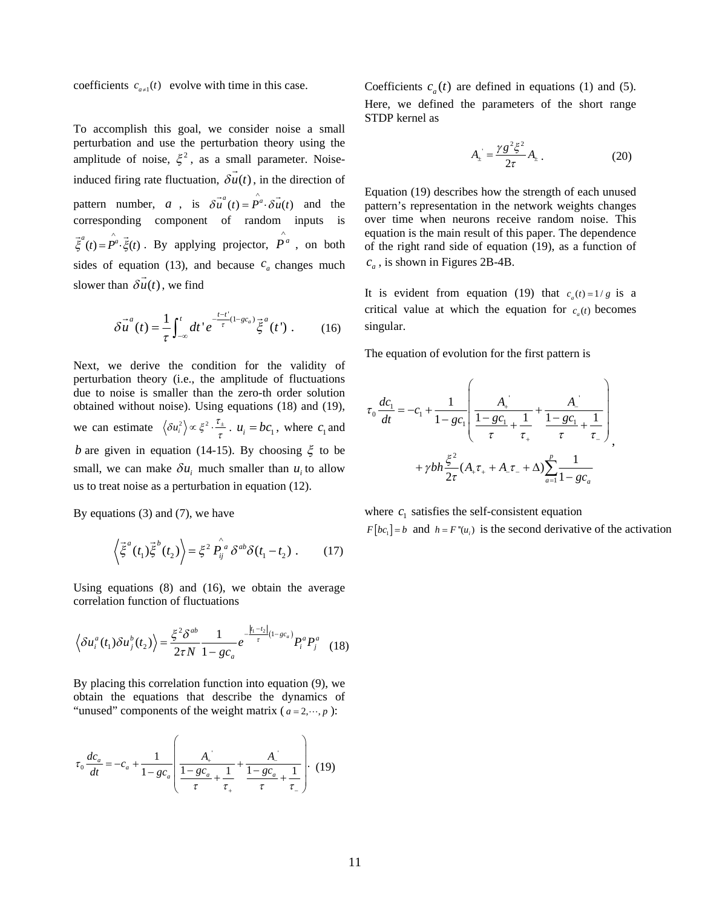coefficients $c_{a\neq 1}(t)$ evolve with time in this case.

To accomplish this goal, we consider noise a small perturbation and use the perturbation theory using the amplitude of noise, $\xi^2$, as a small parameter. Noise-induced firing rate fluctuation, $\delta\vec{u}(t)$, in the direction of pattern number, $a$, is $\delta\vec{u}^{\,a}(t) = \hat{P}^a \cdot \delta\vec{u}(t)$ and the corresponding component of random inputs is $\vec{\xi}^{\,a}(t) = \hat{P}^a \cdot \vec{\xi}(t)$. By applying projector, $\hat{P}^a$, on both sides of equation (13), and because $c_a$ changes much slower than $\delta\vec{u}(t)$, we find

$$\delta\vec{u}^{\,a}(t) = \frac{1}{\tau}\int_{-\infty}^{t} dt' e^{-\frac{t-t'}{\tau}(1-gc_a)} \vec{\xi}^{\,a}(t') \ . \qquad (16)$$

Next, we derive the condition for the validity of perturbation theory (i.e., the amplitude of fluctuations due to noise is smaller than the zero-th order solution obtained without noise). Using equations (18) and (19), we can estimate $\langle \delta u_i^2 \rangle \propto \xi^2 \cdot \frac{\tau_\pm}{\tau}$. $u_i = bc_1$, where $c_1$ and $b$ are given in equation (14-15). By choosing $\xi$ to be small, we can make $\delta u_i$ much smaller than $u_i$ to allow us to treat noise as a perturbation in equation (12).

By equations (3) and (7), we have

$$\left\langle \vec{\xi}^{\,a}(t_1)\vec{\xi}^{\,b}(t_2) \right\rangle = \xi^2 \hat{P}^a_{ij} \delta^{ab} \delta(t_1 - t_2) \ . \qquad (17)$$

Using equations (8) and (16), we obtain the average correlation function of fluctuations

$$\left\langle \delta u_i^a(t_1) \delta u_j^b(t_2) \right\rangle = \frac{\xi^2 \delta^{ab}}{2\tau N} \frac{1}{1-gc_a} e^{-\frac{|t_1-t_2|}{\tau}(1-gc_a)} P_i^a P_j^a \qquad (18)$$

By placing this correlation function into equation (9), we obtain the equations that describe the dynamics of "unused" components of the weight matrix ($a = 2, \cdots, p$):

$$\tau_0 \frac{dc_a}{dt} = -c_a + \frac{1}{1-gc_a}\left( \frac{A_+^{'}}{\frac{1-gc_a}{\tau} + \frac{1}{\tau_+}} + \frac{A_-^{'}}{\frac{1-gc_a}{\tau} + \frac{1}{\tau_-}} \right). \quad (19)$$

Coefficients $c_a(t)$ are defined in equations (1) and (5). Here, we defined the parameters of the short range STDP kernel as

$$A_\pm^{'} = \frac{\gamma g^2 \xi^2}{2\tau} A_\pm \ . \qquad (20)$$

Equation (19) describes how the strength of each unused pattern's representation in the network weights changes over time when neurons receive random noise. This equation is the main result of this paper. The dependence of the right rand side of equation (19), as a function of $c_a$, is shown in Figures 2B-4B.

It is evident from equation (19) that $c_a(t) = 1/g$ is a critical value at which the equation for $c_a(t)$ becomes singular.

The equation of evolution for the first pattern is

$$\tau_0 \frac{dc_1}{dt} = -c_1 + \frac{1}{1-gc_1}\left( \frac{A_+^{'}}{\frac{1-gc_1}{\tau} + \frac{1}{\tau_+}} + \frac{A_-^{'}}{\frac{1-gc_1}{\tau} + \frac{1}{\tau_-}} \right) + \gamma bh \frac{\xi^2}{2\tau}(A_+\tau_+ + A_-\tau_- + \Delta)\sum_{a=1}^{p} \frac{1}{1-gc_a},$$

where $c_1$ satisfies the self-consistent equation $F[bc_1] = b$ and $h = F''(u_i)$ is the second derivative of the activation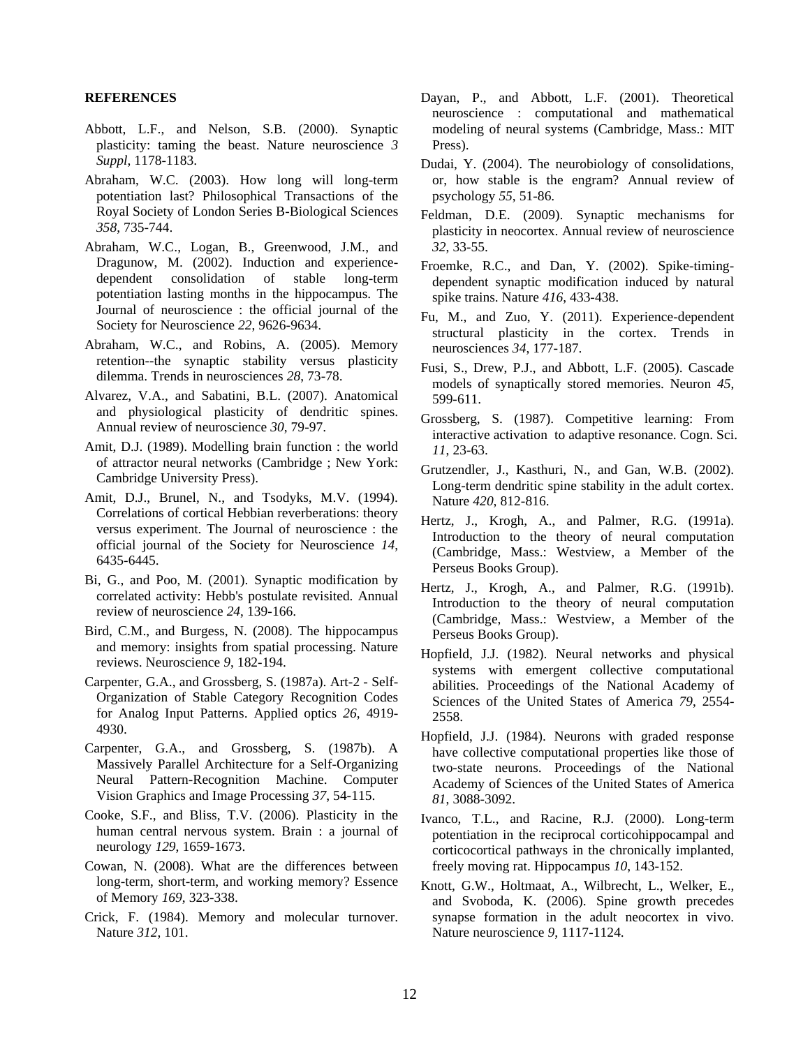**REFERENCES**

Abbott, L.F., and Nelson, S.B. (2000). Synaptic plasticity: taming the beast. Nature neuroscience *3 Suppl*, 1178-1183.

Abraham, W.C. (2003). How long will long-term potentiation last? Philosophical Transactions of the Royal Society of London Series B-Biological Sciences *358*, 735-744.

Abraham, W.C., Logan, B., Greenwood, J.M., and Dragunow, M. (2002). Induction and experience-dependent consolidation of stable long-term potentiation lasting months in the hippocampus. The Journal of neuroscience : the official journal of the Society for Neuroscience *22*, 9626-9634.

Abraham, W.C., and Robins, A. (2005). Memory retention--the synaptic stability versus plasticity dilemma. Trends in neurosciences *28*, 73-78.

Alvarez, V.A., and Sabatini, B.L. (2007). Anatomical and physiological plasticity of dendritic spines. Annual review of neuroscience *30*, 79-97.

Amit, D.J. (1989). Modelling brain function : the world of attractor neural networks (Cambridge ; New York: Cambridge University Press).

Amit, D.J., Brunel, N., and Tsodyks, M.V. (1994). Correlations of cortical Hebbian reverberations: theory versus experiment. The Journal of neuroscience : the official journal of the Society for Neuroscience *14*, 6435-6445.

Bi, G., and Poo, M. (2001). Synaptic modification by correlated activity: Hebb's postulate revisited. Annual review of neuroscience *24*, 139-166.

Bird, C.M., and Burgess, N. (2008). The hippocampus and memory: insights from spatial processing. Nature reviews. Neuroscience *9*, 182-194.

Carpenter, G.A., and Grossberg, S. (1987a). Art-2 - Self-Organization of Stable Category Recognition Codes for Analog Input Patterns. Applied optics *26*, 4919-4930.

Carpenter, G.A., and Grossberg, S. (1987b). A Massively Parallel Architecture for a Self-Organizing Neural Pattern-Recognition Machine. Computer Vision Graphics and Image Processing *37*, 54-115.

Cooke, S.F., and Bliss, T.V. (2006). Plasticity in the human central nervous system. Brain : a journal of neurology *129*, 1659-1673.

Cowan, N. (2008). What are the differences between long-term, short-term, and working memory? Essence of Memory *169*, 323-338.

Crick, F. (1984). Memory and molecular turnover. Nature *312*, 101.

Dayan, P., and Abbott, L.F. (2001). Theoretical neuroscience : computational and mathematical modeling of neural systems (Cambridge, Mass.: MIT Press).

Dudai, Y. (2004). The neurobiology of consolidations, or, how stable is the engram? Annual review of psychology *55*, 51-86.

Feldman, D.E. (2009). Synaptic mechanisms for plasticity in neocortex. Annual review of neuroscience *32*, 33-55.

Froemke, R.C., and Dan, Y. (2002). Spike-timing-dependent synaptic modification induced by natural spike trains. Nature *416*, 433-438.

Fu, M., and Zuo, Y. (2011). Experience-dependent structural plasticity in the cortex. Trends in neurosciences *34*, 177-187.

Fusi, S., Drew, P.J., and Abbott, L.F. (2005). Cascade models of synaptically stored memories. Neuron *45*, 599-611.

Grossberg, S. (1987). Competitive learning: From interactive activation to adaptive resonance. Cogn. Sci. *11*, 23-63.

Grutzendler, J., Kasthuri, N., and Gan, W.B. (2002). Long-term dendritic spine stability in the adult cortex. Nature *420*, 812-816.

Hertz, J., Krogh, A., and Palmer, R.G. (1991a). Introduction to the theory of neural computation (Cambridge, Mass.: Westview, a Member of the Perseus Books Group).

Hertz, J., Krogh, A., and Palmer, R.G. (1991b). Introduction to the theory of neural computation (Cambridge, Mass.: Westview, a Member of the Perseus Books Group).

Hopfield, J.J. (1982). Neural networks and physical systems with emergent collective computational abilities. Proceedings of the National Academy of Sciences of the United States of America *79*, 2554-2558.

Hopfield, J.J. (1984). Neurons with graded response have collective computational properties like those of two-state neurons. Proceedings of the National Academy of Sciences of the United States of America *81*, 3088-3092.

Ivanco, T.L., and Racine, R.J. (2000). Long-term potentiation in the reciprocal corticohippocampal and corticocortical pathways in the chronically implanted, freely moving rat. Hippocampus *10*, 143-152.

Knott, G.W., Holtmaat, A., Wilbrecht, L., Welker, E., and Svoboda, K. (2006). Spine growth precedes synapse formation in the adult neocortex in vivo. Nature neuroscience *9*, 1117-1124.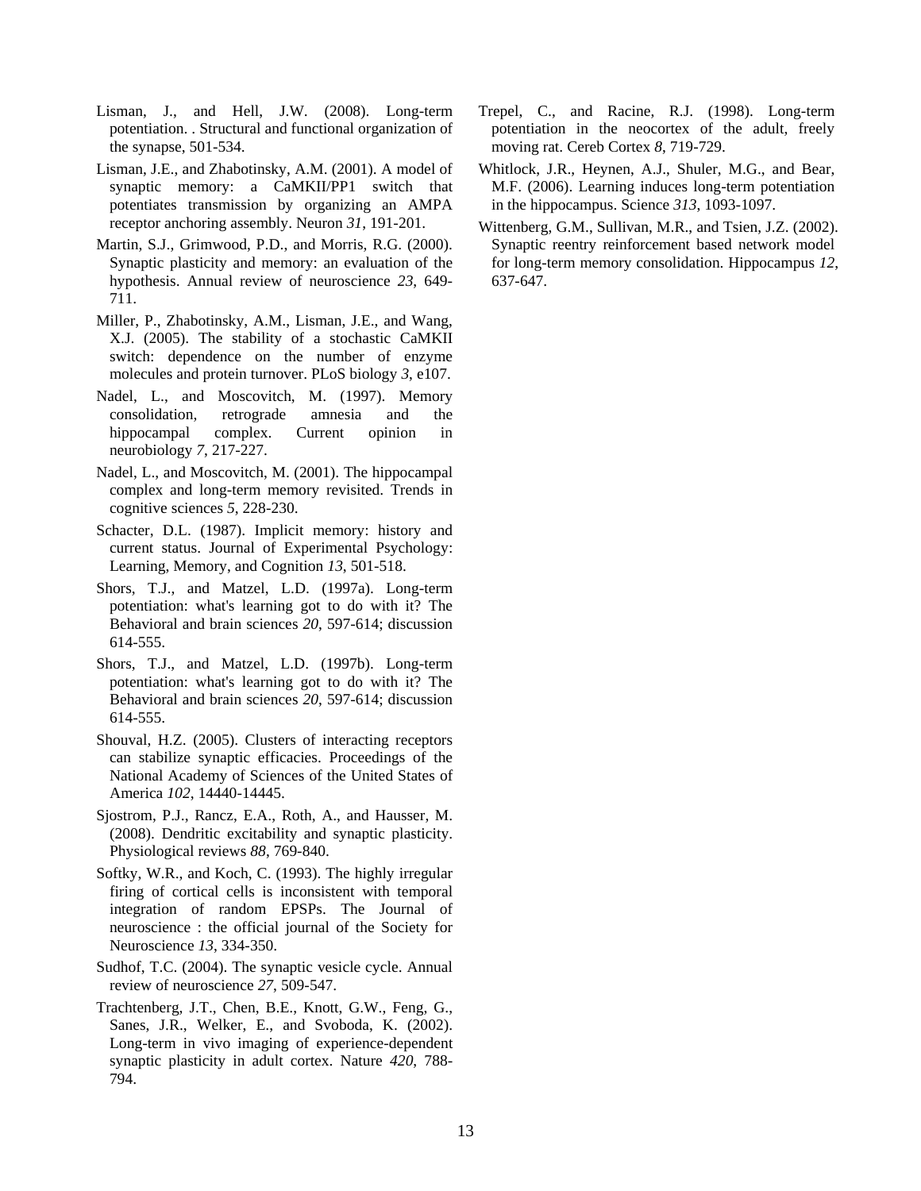Lisman, J., and Hell, J.W. (2008). Long-term potentiation. . Structural and functional organization of the synapse, 501-534.

Lisman, J.E., and Zhabotinsky, A.M. (2001). A model of synaptic memory: a CaMKII/PP1 switch that potentiates transmission by organizing an AMPA receptor anchoring assembly. Neuron *31*, 191-201.

Martin, S.J., Grimwood, P.D., and Morris, R.G. (2000). Synaptic plasticity and memory: an evaluation of the hypothesis. Annual review of neuroscience *23*, 649-711.

Miller, P., Zhabotinsky, A.M., Lisman, J.E., and Wang, X.J. (2005). The stability of a stochastic CaMKII switch: dependence on the number of enzyme molecules and protein turnover. PLoS biology *3*, e107.

Nadel, L., and Moscovitch, M. (1997). Memory consolidation, retrograde amnesia and the hippocampal complex. Current opinion in neurobiology *7*, 217-227.

Nadel, L., and Moscovitch, M. (2001). The hippocampal complex and long-term memory revisited. Trends in cognitive sciences *5*, 228-230.

Schacter, D.L. (1987). Implicit memory: history and current status. Journal of Experimental Psychology: Learning, Memory, and Cognition *13*, 501-518.

Shors, T.J., and Matzel, L.D. (1997a). Long-term potentiation: what's learning got to do with it? The Behavioral and brain sciences *20*, 597-614; discussion 614-555.

Shors, T.J., and Matzel, L.D. (1997b). Long-term potentiation: what's learning got to do with it? The Behavioral and brain sciences *20*, 597-614; discussion 614-555.

Shouval, H.Z. (2005). Clusters of interacting receptors can stabilize synaptic efficacies. Proceedings of the National Academy of Sciences of the United States of America *102*, 14440-14445.

Sjostrom, P.J., Rancz, E.A., Roth, A., and Hausser, M. (2008). Dendritic excitability and synaptic plasticity. Physiological reviews *88*, 769-840.

Softky, W.R., and Koch, C. (1993). The highly irregular firing of cortical cells is inconsistent with temporal integration of random EPSPs. The Journal of neuroscience : the official journal of the Society for Neuroscience *13*, 334-350.

Sudhof, T.C. (2004). The synaptic vesicle cycle. Annual review of neuroscience *27*, 509-547.

Trachtenberg, J.T., Chen, B.E., Knott, G.W., Feng, G., Sanes, J.R., Welker, E., and Svoboda, K. (2002). Long-term in vivo imaging of experience-dependent synaptic plasticity in adult cortex. Nature *420*, 788-794.

Trepel, C., and Racine, R.J. (1998). Long-term potentiation in the neocortex of the adult, freely moving rat. Cereb Cortex *8*, 719-729.

Whitlock, J.R., Heynen, A.J., Shuler, M.G., and Bear, M.F. (2006). Learning induces long-term potentiation in the hippocampus. Science *313*, 1093-1097.

Wittenberg, G.M., Sullivan, M.R., and Tsien, J.Z. (2002). Synaptic reentry reinforcement based network model for long-term memory consolidation. Hippocampus *12*, 637-647.